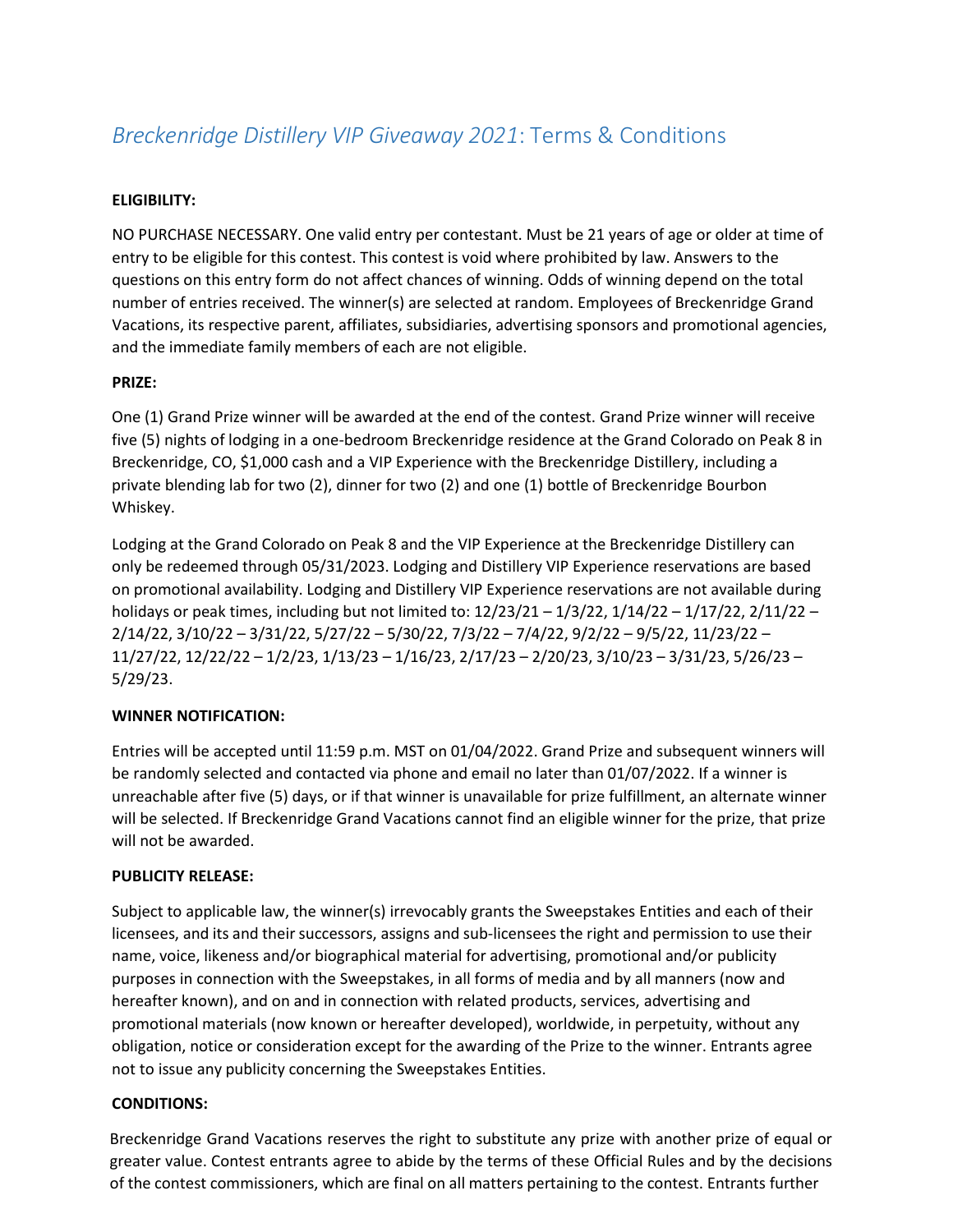# *Breckenridge Distillery VIP Giveaway 2021*: Terms & Conditions

**ELIGIBILITY:**

NO PURCHASE NECESSARY. One valid entry per contestant. Must be 21 years of age or older at time of entry to be eligible for this contest. This contest is void where prohibited by law. Answers to the questions on this entry form do not affect chances of winning. Odds of winning depend on the total number of entries received. The winner(s) are selected at random. Employees of Breckenridge Grand Vacations, its respective parent, affiliates, subsidiaries, advertising sponsors and promotional agencies, and the immediate family members of each are not eligible.

**PRIZE:**

One (1) Grand Prize winner will be awarded at the end of the contest. Grand Prize winner will receive five (5) nights of lodging in a one-bedroom Breckenridge residence at the Grand Colorado on Peak 8 in Breckenridge, CO, $1,000 cash and a VIP Experience with the Breckenridge Distillery, including a private blending lab for two (2), dinner for two (2) and one (1) bottle of Breckenridge Bourbon Whiskey.

Lodging at the Grand Colorado on Peak 8 and the VIP Experience at the Breckenridge Distillery can only be redeemed through 05/31/2023. Lodging and Distillery VIP Experience reservations are based on promotional availability. Lodging and Distillery VIP Experience reservations are not available during holidays or peak times, including but not limited to: 12/23/21 – 1/3/22, 1/14/22 – 1/17/22, 2/11/22 – 2/14/22, 3/10/22 – 3/31/22, 5/27/22 – 5/30/22, 7/3/22 – 7/4/22, 9/2/22 – 9/5/22, 11/23/22 – 11/27/22, 12/22/22 – 1/2/23, 1/13/23 – 1/16/23, 2/17/23 – 2/20/23, 3/10/23 – 3/31/23, 5/26/23 – 5/29/23.

**WINNER NOTIFICATION:**

Entries will be accepted until 11:59 p.m. MST on 01/04/2022. Grand Prize and subsequent winners will be randomly selected and contacted via phone and email no later than 01/07/2022. If a winner is unreachable after five (5) days, or if that winner is unavailable for prize fulfillment, an alternate winner will be selected. If Breckenridge Grand Vacations cannot find an eligible winner for the prize, that prize will not be awarded.

**PUBLICITY RELEASE:**

Subject to applicable law, the winner(s) irrevocably grants the Sweepstakes Entities and each of their licensees, and its and their successors, assigns and sub-licensees the right and permission to use their name, voice, likeness and/or biographical material for advertising, promotional and/or publicity purposes in connection with the Sweepstakes, in all forms of media and by all manners (now and hereafter known), and on and in connection with related products, services, advertising and promotional materials (now known or hereafter developed), worldwide, in perpetuity, without any obligation, notice or consideration except for the awarding of the Prize to the winner. Entrants agree not to issue any publicity concerning the Sweepstakes Entities.

**CONDITIONS:**

Breckenridge Grand Vacations reserves the right to substitute any prize with another prize of equal or greater value. Contest entrants agree to abide by the terms of these Official Rules and by the decisions of the contest commissioners, which are final on all matters pertaining to the contest. Entrants further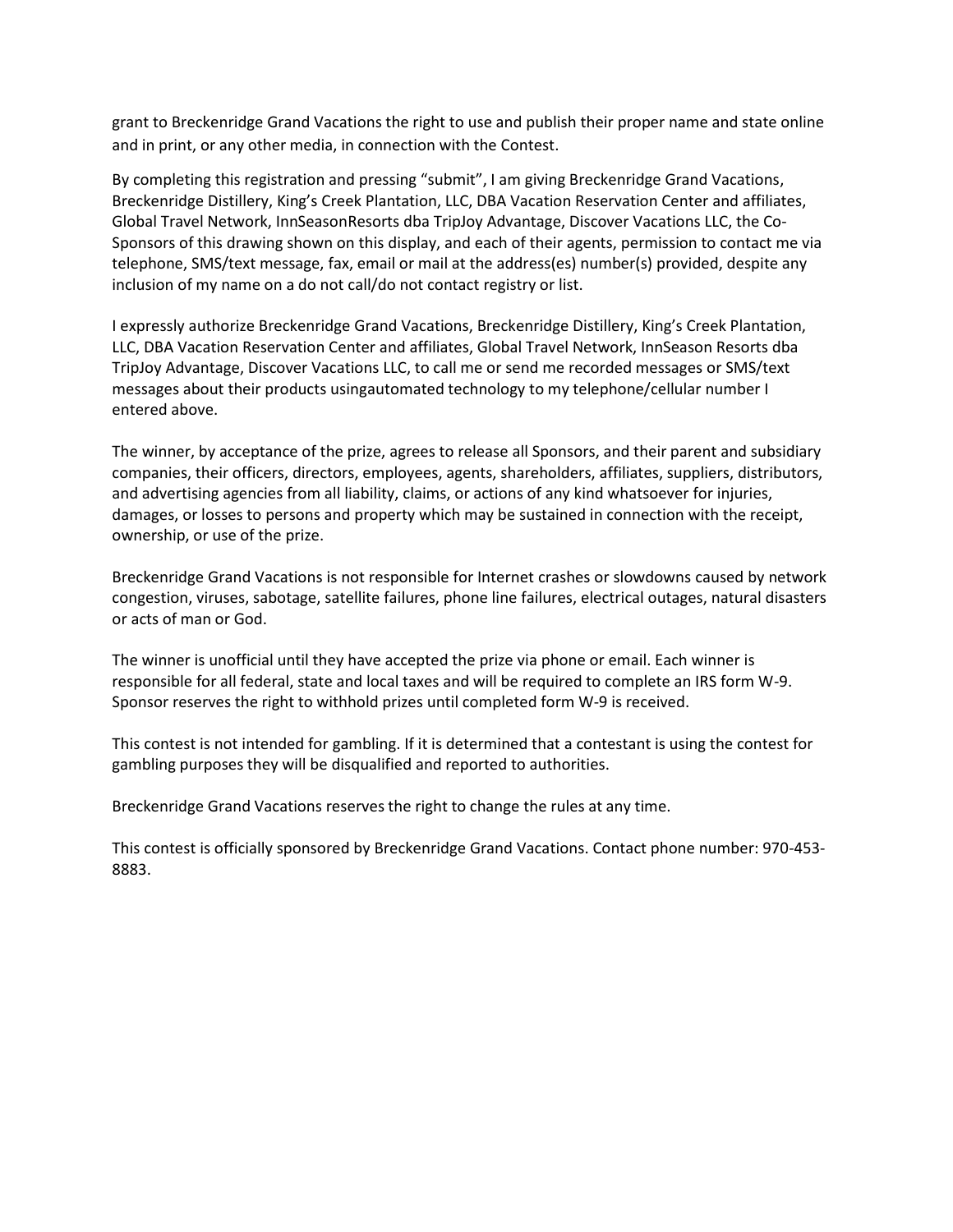grant to Breckenridge Grand Vacations the right to use and publish their proper name and state online and in print, or any other media, in connection with the Contest.

By completing this registration and pressing "submit", I am giving Breckenridge Grand Vacations, Breckenridge Distillery, King's Creek Plantation, LLC, DBA Vacation Reservation Center and affiliates, Global Travel Network, InnSeasonResorts dba TripJoy Advantage, Discover Vacations LLC, the Co-Sponsors of this drawing shown on this display, and each of their agents, permission to contact me via telephone, SMS/text message, fax, email or mail at the address(es) number(s) provided, despite any inclusion of my name on a do not call/do not contact registry or list.

I expressly authorize Breckenridge Grand Vacations, Breckenridge Distillery, King's Creek Plantation, LLC, DBA Vacation Reservation Center and affiliates, Global Travel Network, InnSeason Resorts dba TripJoy Advantage, Discover Vacations LLC, to call me or send me recorded messages or SMS/text messages about their products usingautomated technology to my telephone/cellular number I entered above.

The winner, by acceptance of the prize, agrees to release all Sponsors, and their parent and subsidiary companies, their officers, directors, employees, agents, shareholders, affiliates, suppliers, distributors, and advertising agencies from all liability, claims, or actions of any kind whatsoever for injuries, damages, or losses to persons and property which may be sustained in connection with the receipt, ownership, or use of the prize.

Breckenridge Grand Vacations is not responsible for Internet crashes or slowdowns caused by network congestion, viruses, sabotage, satellite failures, phone line failures, electrical outages, natural disasters or acts of man or God.

The winner is unofficial until they have accepted the prize via phone or email. Each winner is responsible for all federal, state and local taxes and will be required to complete an IRS form W-9. Sponsor reserves the right to withhold prizes until completed form W-9 is received.

This contest is not intended for gambling. If it is determined that a contestant is using the contest for gambling purposes they will be disqualified and reported to authorities.

Breckenridge Grand Vacations reserves the right to change the rules at any time.

This contest is officially sponsored by Breckenridge Grand Vacations. Contact phone number: 970-453-8883.